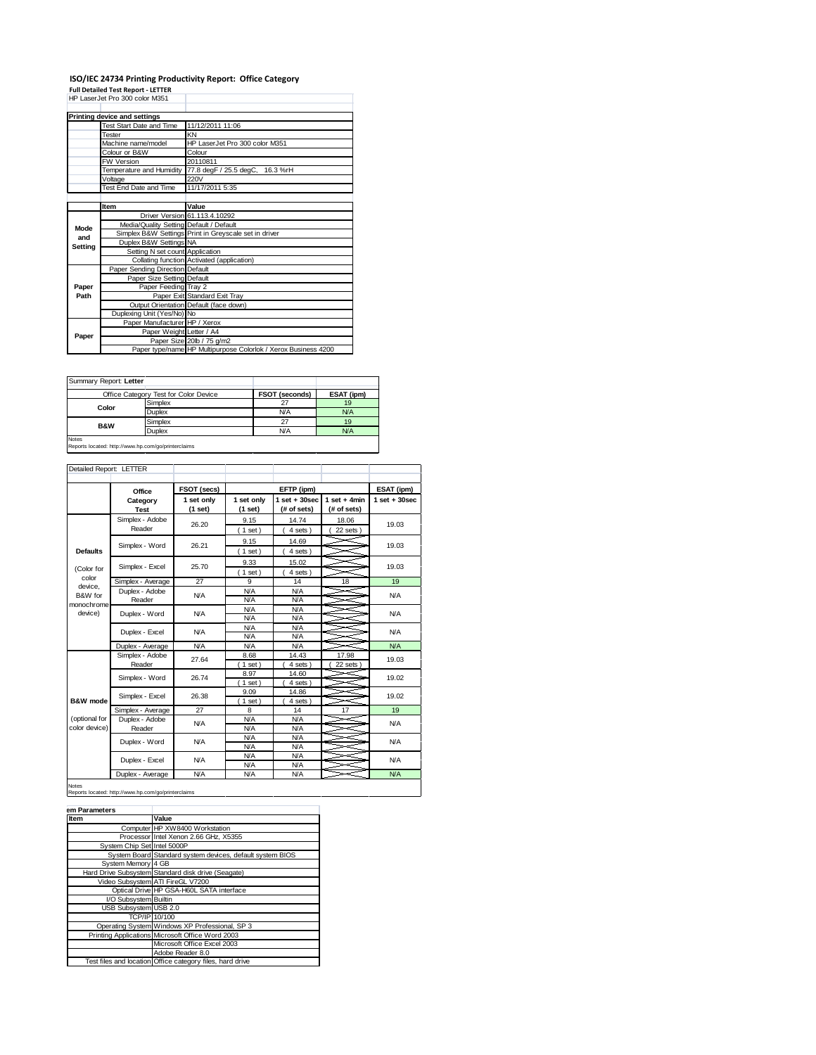# ISO/IEC 24734 Printing Productivity Report: Office Category

**Full Detailed Test Report - LETTER**

HP LaserJet Pro 300 color M351

| Printing device and settings | |
|---|---|
| Test Start Date and Time | 11/12/2011 11:06 |
| Tester | KN |
| Machine name/model | HP LaserJet Pro 300 color M351 |
| Colour or B&W | Colour |
| FW Version | 20110811 |
| Temperature and Humidity | 77.8 degF / 25.5 degC, 16.3 %rH |
| Voltage | 220V |
| Test End Date and Time | 11/17/2011 5:35 |

| | Item | Value |
|---|---|---|
| Mode and Setting | Driver Version | 61.113.4.10292 |
| | Media/Quality Setting | Default / Default |
| | Simplex B&W Settings | Print in Greyscale set in driver |
| | Duplex B&W Settings | NA |
| | Setting N set count | Application |
| | Collating function | Activated (application) |
| Paper Path | Paper Sending Direction | Default |
| | Paper Size Setting | Default |
| | Paper Feeding | Tray 2 |
| | Paper Exit | Standard Exit Tray |
| | Output Orientation | Default (face down) |
| | Duplexing Unit (Yes/No) | No |
| Paper | Paper Manufacturer | HP / Xerox |
| | Paper Weight | Letter / A4 |
| | Paper Size | 20lb / 75 g/m2 |
| | Paper type/name | HP Multipurpose Colorlok / Xerox Business 4200 |

Summary Report: **Letter**

| Office Category Test for Color Device | | FSOT (seconds) | ESAT (ipm) |
|---|---|---|---|
| Color | Simplex | 27 | 19 |
| | Duplex | N/A | N/A |
| B&W | Simplex | 27 | 19 |
| | Duplex | N/A | N/A |

Notes
Reports located: http://www.hp.com/go/printerclaims

Detailed Report: LETTER

| | Office Category Test | FSOT (secs) | EFTP (ipm) | | | ESAT (ipm) |
|---|---|---|---|---|---|---|
| | | 1 set only (1 set) | 1 set only (1 set) | 1 set + 30sec (# of sets) | 1 set + 4min (# of sets) | 1 set + 30sec |
| Defaults (Color for color device, B&W for monochrome device) | Simplex - Adobe Reader | 26.20 | 9.15 (1 set) | 14.74 (4 sets) | 18.06 (22 sets) | 19.03 |
| | Simplex - Word | 26.21 | 9.15 (1 set) | 14.69 (4 sets) | | 19.03 |
| | Simplex - Excel | 25.70 | 9.33 (1 set) | 15.02 (4 sets) | | 19.03 |
| | Simplex - Average | 27 | 9 | 14 | 18 | 19 |
| | Duplex - Adobe Reader | N/A | N/A / N/A | N/A / N/A | | N/A |
| | Duplex - Word | N/A | N/A / N/A | N/A / N/A | | N/A |
| | Duplex - Excel | N/A | N/A / N/A | N/A / N/A | | N/A |
| | Duplex - Average | N/A | N/A | N/A | | N/A |
| B&W mode (optional for color device) | Simplex - Adobe Reader | 27.64 | 8.68 (1 set) | 14.43 (4 sets) | 17.98 (22 sets) | 19.03 |
| | Simplex - Word | 26.74 | 8.97 (1 set) | 14.60 (4 sets) | | 19.02 |
| | Simplex - Excel | 26.38 | 9.09 (1 set) | 14.86 (4 sets) | | 19.02 |
| | Simplex - Average | 27 | 8 | 14 | 17 | 19 |
| | Duplex - Adobe Reader | N/A | N/A / N/A | N/A / N/A | | N/A |
| | Duplex - Word | N/A | N/A / N/A | N/A / N/A | | N/A |
| | Duplex - Excel | N/A | N/A / N/A | N/A / N/A | | N/A |
| | Duplex - Average | N/A | N/A | N/A | | N/A |

Notes
Reports located: http://www.hp.com/go/printerclaims

| em Parameters | |
|---|---|
| Item | Value |
| Computer | HP XW8400 Workstation |
| Processor | Intel Xenon 2.66 GHz, X5355 |
| System Chip Set | Intel 5000P |
| System Board | Standard system devices, default system BIOS |
| System Memory | 4 GB |
| Hard Drive Subsystem | Standard disk drive (Seagate) |
| Video Subsystem | ATI FireGL V7200 |
| Optical Drive | HP GSA-H60L SATA interface |
| I/O Subsystem | Builtin |
| USB Subsystem | USB 2.0 |
| TCP/IP | 10/100 |
| Operating System | Windows XP Professional, SP 3 |
| Printing Applications | Microsoft Office Word 2003 |
| | Microsoft Office Excel 2003 |
| | Adobe Reader 8.0 |
| Test files and location | Office category files, hard drive |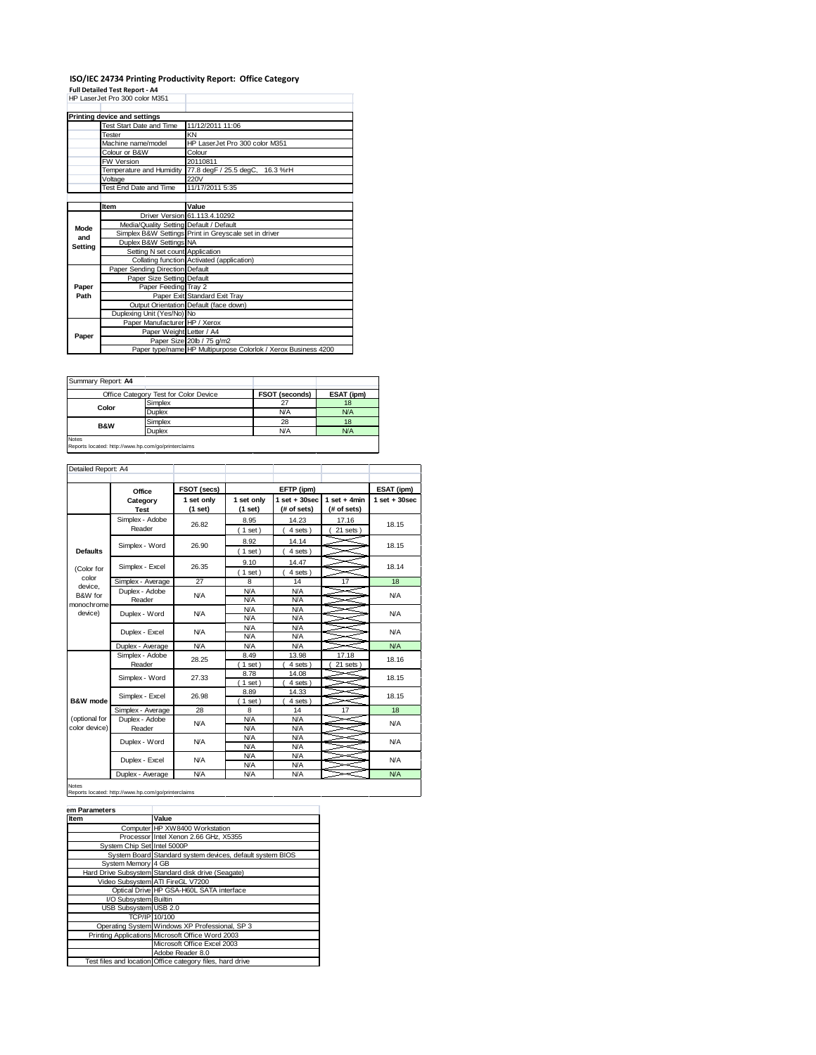# ISO/IEC 24734 Printing Productivity Report: Office Category

**Full Detailed Test Report - A4**

HP LaserJet Pro 300 color M351

| Printing device and settings | |
|---|---|
| Test Start Date and Time | 11/12/2011 11:06 |
| Tester | KN |
| Machine name/model | HP LaserJet Pro 300 color M351 |
| Colour or B&W | Colour |
| FW Version | 20110811 |
| Temperature and Humidity | 77.8 degF / 25.5 degC, 16.3 %rH |
| Voltage | 220V |
| Test End Date and Time | 11/17/2011 5:35 |

| | Item | Value |
|---|---|---|
| Mode and Setting | Driver Version | 61.113.4.10292 |
| | Media/Quality Setting | Default / Default |
| | Simplex B&W Settings | Print in Greyscale set in driver |
| | Duplex B&W Settings | NA |
| | Setting N set count | Application |
| | Collating function | Activated (application) |
| Paper Path | Paper Sending Direction | Default |
| | Paper Size Setting | Default |
| | Paper Feeding | Tray 2 |
| | Paper Exit | Standard Exit Tray |
| | Output Orientation | Default (face down) |
| | Duplexing Unit (Yes/No) | No |
| Paper | Paper Manufacturer | HP / Xerox |
| | Paper Weight | Letter / A4 |
| | Paper Size | 20lb / 75 g/m2 |
| | Paper type/name | HP Multipurpose Colorlok / Xerox Business 4200 |

Summary Report: **A4**

| Office Category Test for Color Device | | FSOT (seconds) | ESAT (ipm) |
|---|---|---|---|
| Color | Simplex | 27 | 18 |
| | Duplex | N/A | N/A |
| B&W | Simplex | 28 | 18 |
| | Duplex | N/A | N/A |

Notes
Reports located: http://www.hp.com/go/printerclaims

Detailed Report: A4

| | Office Category Test | FSOT (secs) 1 set only (1 set) | EFTP (ipm) 1 set only (1 set) | EFTP (ipm) 1 set + 30sec (# of sets) | EFTP (ipm) 1 set + 4min (# of sets) | ESAT (ipm) 1 set + 30sec |
|---|---|---|---|---|---|---|
| Defaults (Color for color device, B&W for monochrome device) | Simplex - Adobe Reader | 26.82 | 8.95 (1 set) | 14.23 (4 sets) | 17.16 (21 sets) | 18.15 |
| | Simplex - Word | 26.90 | 8.92 (1 set) | 14.14 (4 sets) | | 18.15 |
| | Simplex - Excel | 26.35 | 9.10 (1 set) | 14.47 (4 sets) | | 18.14 |
| | Simplex - Average | 27 | 8 | 14 | 17 | 18 |
| | Duplex - Adobe Reader | N/A | N/A / N/A | N/A / N/A | | N/A |
| | Duplex - Word | N/A | N/A / N/A | N/A / N/A | | N/A |
| | Duplex - Excel | N/A | N/A / N/A | N/A / N/A | | N/A |
| | Duplex - Average | N/A | N/A | N/A | | N/A |
| B&W mode (optional for color device) | Simplex - Adobe Reader | 28.25 | 8.49 (1 set) | 13.98 (4 sets) | 17.18 (21 sets) | 18.16 |
| | Simplex - Word | 27.33 | 8.78 (1 set) | 14.08 (4 sets) | | 18.15 |
| | Simplex - Excel | 26.98 | 8.89 (1 set) | 14.33 (4 sets) | | 18.15 |
| | Simplex - Average | 28 | 8 | 14 | 17 | 18 |
| | Duplex - Adobe Reader | N/A | N/A / N/A | N/A / N/A | | N/A |
| | Duplex - Word | N/A | N/A / N/A | N/A / N/A | | N/A |
| | Duplex - Excel | N/A | N/A / N/A | N/A / N/A | | N/A |
| | Duplex - Average | N/A | N/A | N/A | | N/A |

Notes
Reports located: http://www.hp.com/go/printerclaims

| em Parameters Item | Value |
|---|---|
| Computer | HP XW8400 Workstation |
| Processor | Intel Xenon 2.66 GHz, X5355 |
| System Chip Set | Intel 5000P |
| System Board | Standard system devices, default system BIOS |
| System Memory | 4 GB |
| Hard Drive Subsystem | Standard disk drive (Seagate) |
| Video Subsystem | ATI FireGL V7200 |
| Optical Drive | HP GSA-H60L SATA interface |
| I/O Subsystem | Builtin |
| USB Subsystem | USB 2.0 |
| TCP/IP | 10/100 |
| Operating System | Windows XP Professional, SP 3 |
| Printing Applications | Microsoft Office Word 2003 |
| | Microsoft Office Excel 2003 |
| | Adobe Reader 8.0 |
| Test files and location | Office category files, hard drive |